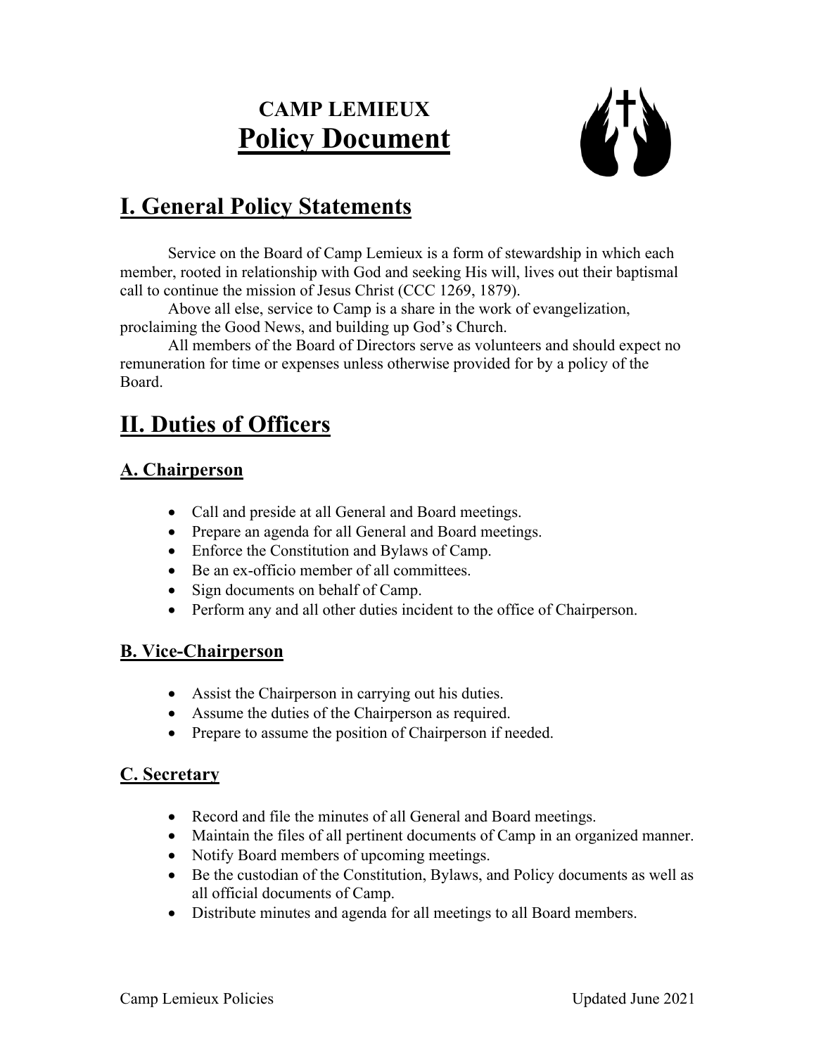# CAMP LEMIEUX
# Policy Document

## I. General Policy Statements

Service on the Board of Camp Lemieux is a form of stewardship in which each member, rooted in relationship with God and seeking His will, lives out their baptismal call to continue the mission of Jesus Christ (CCC 1269, 1879).

Above all else, service to Camp is a share in the work of evangelization, proclaiming the Good News, and building up God's Church.

All members of the Board of Directors serve as volunteers and should expect no remuneration for time or expenses unless otherwise provided for by a policy of the Board.

## II. Duties of Officers

### A. Chairperson

- Call and preside at all General and Board meetings.
- Prepare an agenda for all General and Board meetings.
- Enforce the Constitution and Bylaws of Camp.
- Be an ex-officio member of all committees.
- Sign documents on behalf of Camp.
- Perform any and all other duties incident to the office of Chairperson.

### B. Vice-Chairperson

- Assist the Chairperson in carrying out his duties.
- Assume the duties of the Chairperson as required.
- Prepare to assume the position of Chairperson if needed.

### C. Secretary

- Record and file the minutes of all General and Board meetings.
- Maintain the files of all pertinent documents of Camp in an organized manner.
- Notify Board members of upcoming meetings.
- Be the custodian of the Constitution, Bylaws, and Policy documents as well as all official documents of Camp.
- Distribute minutes and agenda for all meetings to all Board members.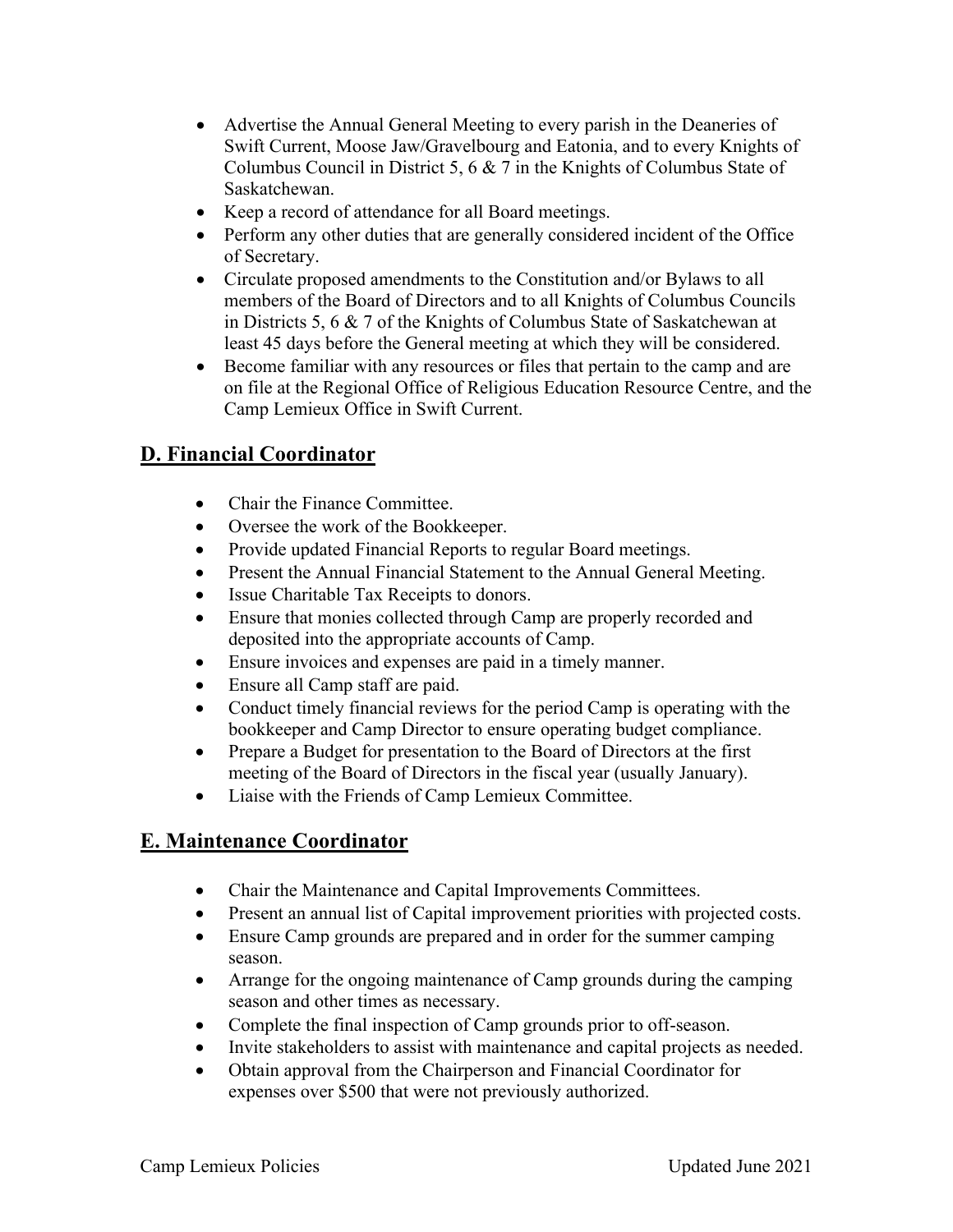- Advertise the Annual General Meeting to every parish in the Deaneries of Swift Current, Moose Jaw/Gravelbourg and Eatonia, and to every Knights of Columbus Council in District 5, 6 & 7 in the Knights of Columbus State of Saskatchewan.
- Keep a record of attendance for all Board meetings.
- Perform any other duties that are generally considered incident of the Office of Secretary.
- Circulate proposed amendments to the Constitution and/or Bylaws to all members of the Board of Directors and to all Knights of Columbus Councils in Districts 5, 6 & 7 of the Knights of Columbus State of Saskatchewan at least 45 days before the General meeting at which they will be considered.
- Become familiar with any resources or files that pertain to the camp and are on file at the Regional Office of Religious Education Resource Centre, and the Camp Lemieux Office in Swift Current.

## D. Financial Coordinator

- Chair the Finance Committee.
- Oversee the work of the Bookkeeper.
- Provide updated Financial Reports to regular Board meetings.
- Present the Annual Financial Statement to the Annual General Meeting.
- Issue Charitable Tax Receipts to donors.
- Ensure that monies collected through Camp are properly recorded and deposited into the appropriate accounts of Camp.
- Ensure invoices and expenses are paid in a timely manner.
- Ensure all Camp staff are paid.
- Conduct timely financial reviews for the period Camp is operating with the bookkeeper and Camp Director to ensure operating budget compliance.
- Prepare a Budget for presentation to the Board of Directors at the first meeting of the Board of Directors in the fiscal year (usually January).
- Liaise with the Friends of Camp Lemieux Committee.

## E. Maintenance Coordinator

- Chair the Maintenance and Capital Improvements Committees.
- Present an annual list of Capital improvement priorities with projected costs.
- Ensure Camp grounds are prepared and in order for the summer camping season.
- Arrange for the ongoing maintenance of Camp grounds during the camping season and other times as necessary.
- Complete the final inspection of Camp grounds prior to off-season.
- Invite stakeholders to assist with maintenance and capital projects as needed.
- Obtain approval from the Chairperson and Financial Coordinator for expenses over $500 that were not previously authorized.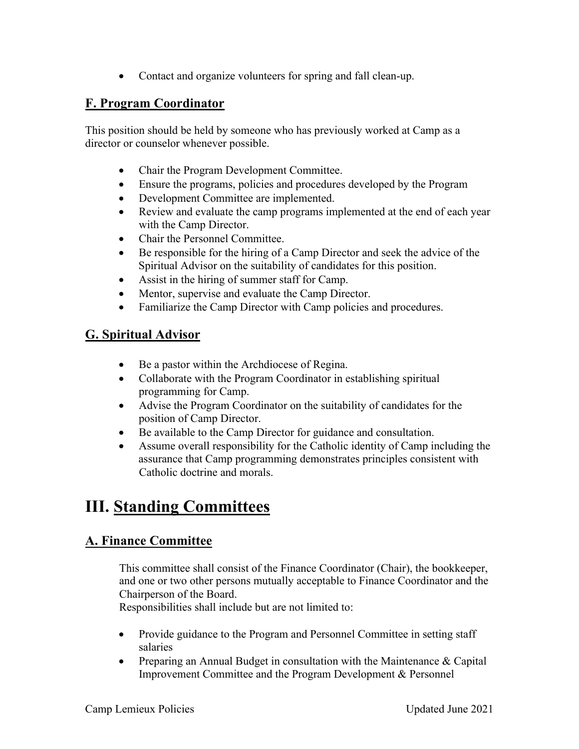- Contact and organize volunteers for spring and fall clean-up.

## F. Program Coordinator

This position should be held by someone who has previously worked at Camp as a director or counselor whenever possible.

- Chair the Program Development Committee.
- Ensure the programs, policies and procedures developed by the Program
- Development Committee are implemented.
- Review and evaluate the camp programs implemented at the end of each year with the Camp Director.
- Chair the Personnel Committee.
- Be responsible for the hiring of a Camp Director and seek the advice of the Spiritual Advisor on the suitability of candidates for this position.
- Assist in the hiring of summer staff for Camp.
- Mentor, supervise and evaluate the Camp Director.
- Familiarize the Camp Director with Camp policies and procedures.

## G. Spiritual Advisor

- Be a pastor within the Archdiocese of Regina.
- Collaborate with the Program Coordinator in establishing spiritual programming for Camp.
- Advise the Program Coordinator on the suitability of candidates for the position of Camp Director.
- Be available to the Camp Director for guidance and consultation.
- Assume overall responsibility for the Catholic identity of Camp including the assurance that Camp programming demonstrates principles consistent with Catholic doctrine and morals.

# III. Standing Committees

## A. Finance Committee

This committee shall consist of the Finance Coordinator (Chair), the bookkeeper, and one or two other persons mutually acceptable to Finance Coordinator and the Chairperson of the Board.
Responsibilities shall include but are not limited to:

- Provide guidance to the Program and Personnel Committee in setting staff salaries
- Preparing an Annual Budget in consultation with the Maintenance & Capital Improvement Committee and the Program Development & Personnel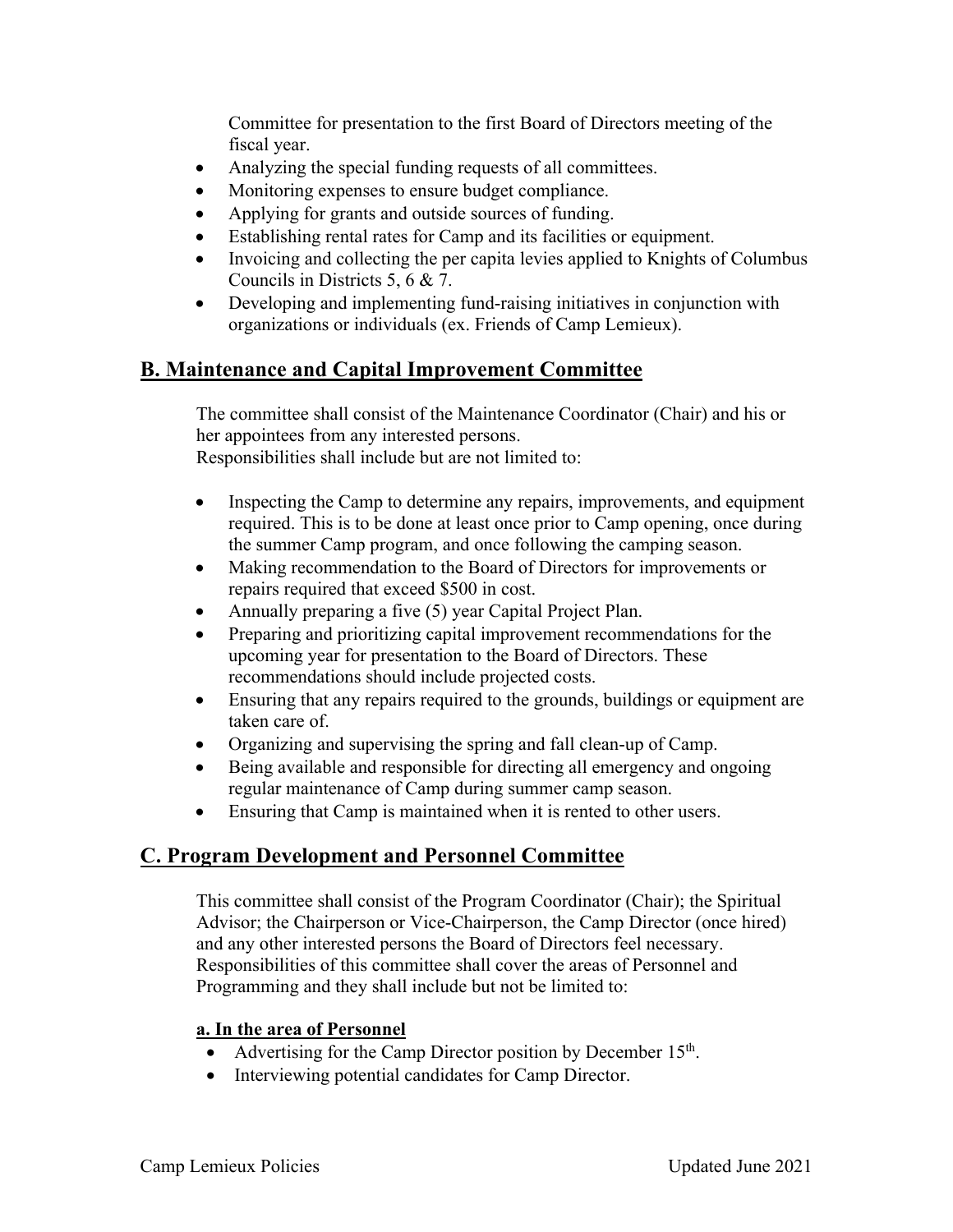Committee for presentation to the first Board of Directors meeting of the fiscal year.

- Analyzing the special funding requests of all committees.
- Monitoring expenses to ensure budget compliance.
- Applying for grants and outside sources of funding.
- Establishing rental rates for Camp and its facilities or equipment.
- Invoicing and collecting the per capita levies applied to Knights of Columbus Councils in Districts 5, 6 & 7.
- Developing and implementing fund-raising initiatives in conjunction with organizations or individuals (ex. Friends of Camp Lemieux).

## B. Maintenance and Capital Improvement Committee

The committee shall consist of the Maintenance Coordinator (Chair) and his or her appointees from any interested persons.
Responsibilities shall include but are not limited to:

- Inspecting the Camp to determine any repairs, improvements, and equipment required. This is to be done at least once prior to Camp opening, once during the summer Camp program, and once following the camping season.
- Making recommendation to the Board of Directors for improvements or repairs required that exceed $500 in cost.
- Annually preparing a five (5) year Capital Project Plan.
- Preparing and prioritizing capital improvement recommendations for the upcoming year for presentation to the Board of Directors. These recommendations should include projected costs.
- Ensuring that any repairs required to the grounds, buildings or equipment are taken care of.
- Organizing and supervising the spring and fall clean-up of Camp.
- Being available and responsible for directing all emergency and ongoing regular maintenance of Camp during summer camp season.
- Ensuring that Camp is maintained when it is rented to other users.

## C. Program Development and Personnel Committee

This committee shall consist of the Program Coordinator (Chair); the Spiritual Advisor; the Chairperson or Vice-Chairperson, the Camp Director (once hired) and any other interested persons the Board of Directors feel necessary.
Responsibilities of this committee shall cover the areas of Personnel and Programming and they shall include but not be limited to:

**a. In the area of Personnel**

- Advertising for the Camp Director position by December 15th.
- Interviewing potential candidates for Camp Director.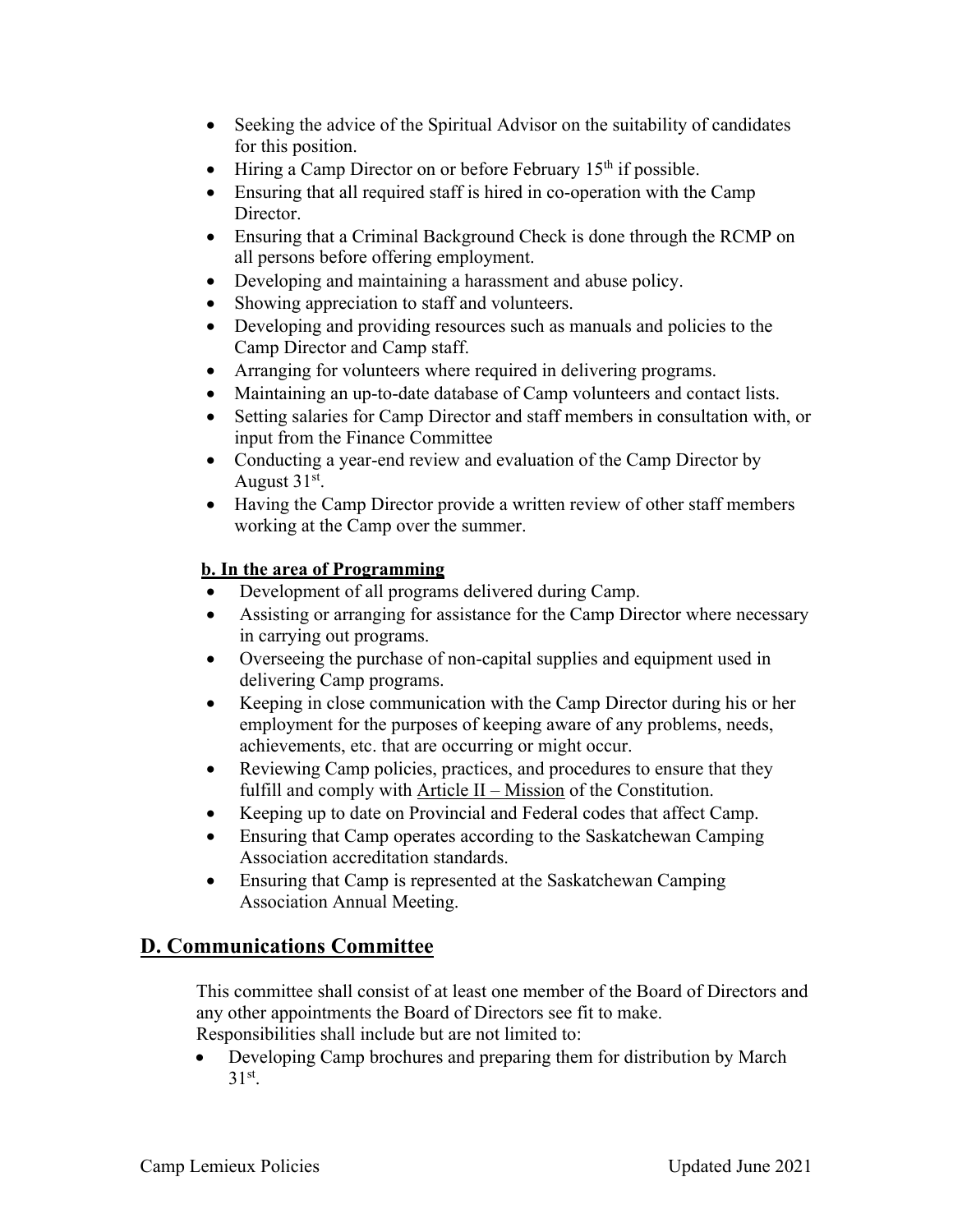- Seeking the advice of the Spiritual Advisor on the suitability of candidates for this position.
- Hiring a Camp Director on or before February 15th if possible.
- Ensuring that all required staff is hired in co-operation with the Camp Director.
- Ensuring that a Criminal Background Check is done through the RCMP on all persons before offering employment.
- Developing and maintaining a harassment and abuse policy.
- Showing appreciation to staff and volunteers.
- Developing and providing resources such as manuals and policies to the Camp Director and Camp staff.
- Arranging for volunteers where required in delivering programs.
- Maintaining an up-to-date database of Camp volunteers and contact lists.
- Setting salaries for Camp Director and staff members in consultation with, or input from the Finance Committee
- Conducting a year-end review and evaluation of the Camp Director by August 31st.
- Having the Camp Director provide a written review of other staff members working at the Camp over the summer.

**b. In the area of Programming**

- Development of all programs delivered during Camp.
- Assisting or arranging for assistance for the Camp Director where necessary in carrying out programs.
- Overseeing the purchase of non-capital supplies and equipment used in delivering Camp programs.
- Keeping in close communication with the Camp Director during his or her employment for the purposes of keeping aware of any problems, needs, achievements, etc. that are occurring or might occur.
- Reviewing Camp policies, practices, and procedures to ensure that they fulfill and comply with Article II – Mission of the Constitution.
- Keeping up to date on Provincial and Federal codes that affect Camp.
- Ensuring that Camp operates according to the Saskatchewan Camping Association accreditation standards.
- Ensuring that Camp is represented at the Saskatchewan Camping Association Annual Meeting.

## D. Communications Committee

This committee shall consist of at least one member of the Board of Directors and any other appointments the Board of Directors see fit to make.
Responsibilities shall include but are not limited to:

- Developing Camp brochures and preparing them for distribution by March 31st.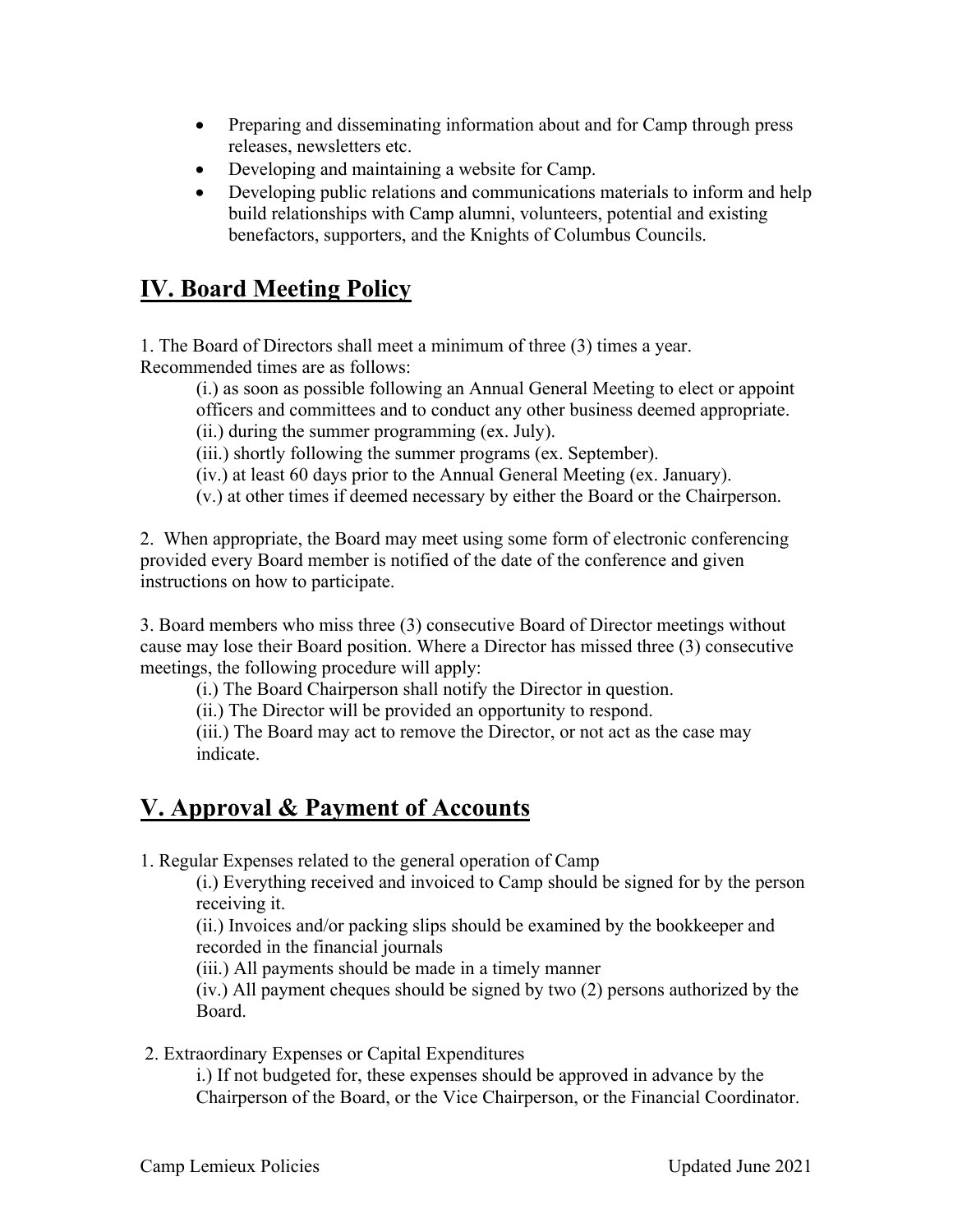- Preparing and disseminating information about and for Camp through press releases, newsletters etc.
- Developing and maintaining a website for Camp.
- Developing public relations and communications materials to inform and help build relationships with Camp alumni, volunteers, potential and existing benefactors, supporters, and the Knights of Columbus Councils.

## IV. Board Meeting Policy

1. The Board of Directors shall meet a minimum of three (3) times a year. Recommended times are as follows:

   (i.) as soon as possible following an Annual General Meeting to elect or appoint officers and committees and to conduct any other business deemed appropriate.
   (ii.) during the summer programming (ex. July).
   (iii.) shortly following the summer programs (ex. September).
   (iv.) at least 60 days prior to the Annual General Meeting (ex. January).
   (v.) at other times if deemed necessary by either the Board or the Chairperson.

2. When appropriate, the Board may meet using some form of electronic conferencing provided every Board member is notified of the date of the conference and given instructions on how to participate.

3. Board members who miss three (3) consecutive Board of Director meetings without cause may lose their Board position. Where a Director has missed three (3) consecutive meetings, the following procedure will apply:

   (i.) The Board Chairperson shall notify the Director in question.
   (ii.) The Director will be provided an opportunity to respond.
   (iii.) The Board may act to remove the Director, or not act as the case may indicate.

## V. Approval & Payment of Accounts

1. Regular Expenses related to the general operation of Camp

   (i.) Everything received and invoiced to Camp should be signed for by the person receiving it.
   (ii.) Invoices and/or packing slips should be examined by the bookkeeper and recorded in the financial journals
   (iii.) All payments should be made in a timely manner
   (iv.) All payment cheques should be signed by two (2) persons authorized by the Board.

2. Extraordinary Expenses or Capital Expenditures

   i.) If not budgeted for, these expenses should be approved in advance by the Chairperson of the Board, or the Vice Chairperson, or the Financial Coordinator.